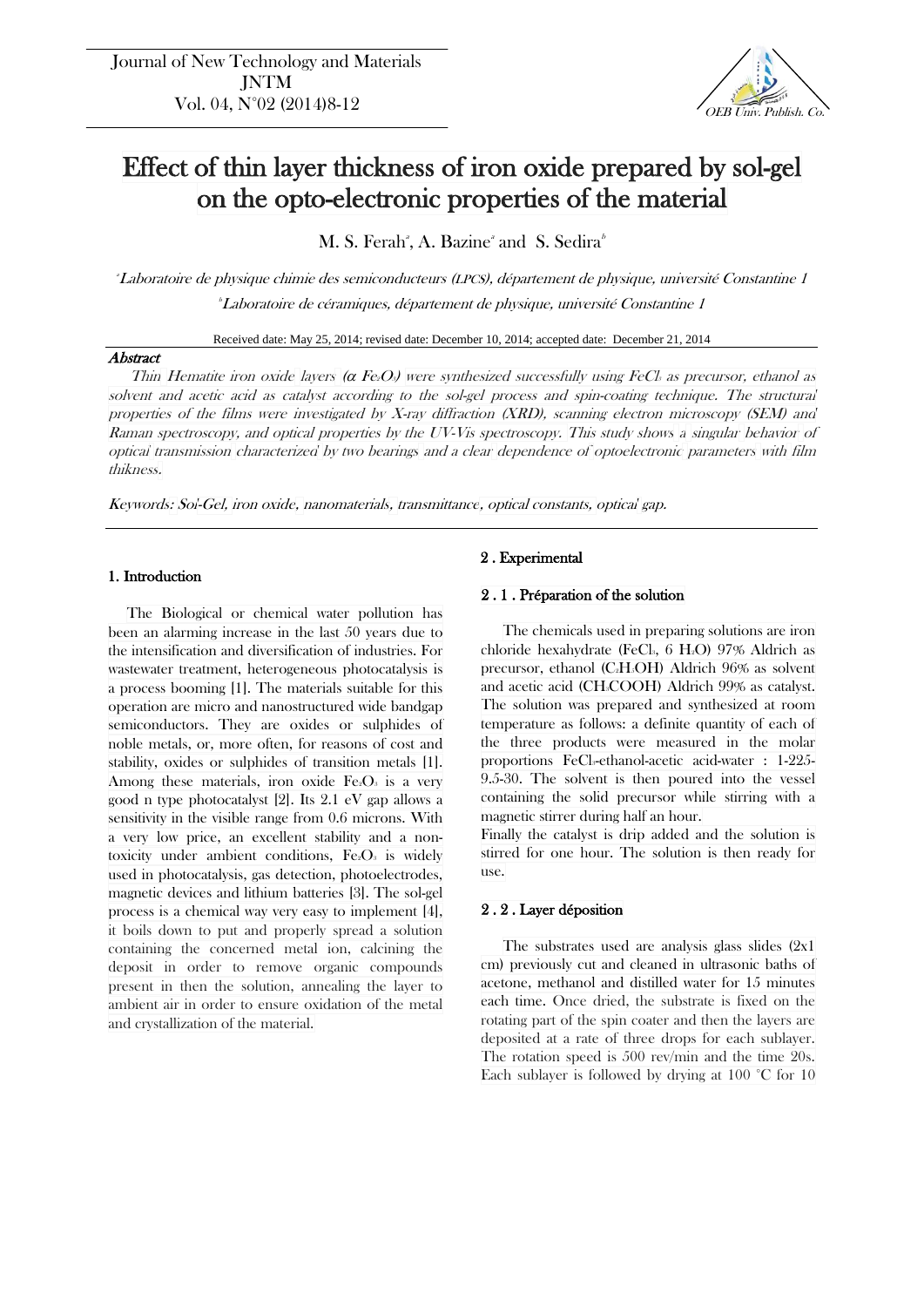# Effect of thin layer thickness of iron oxide prepared by sol-gel on the opto-electronic properties of the material

M. S. Ferah[a], A. Bazine[a] and S. Sedira[b]

[a]*Laboratoire de physique chimie des semiconducteurs (LPCS), département de physique, université Constantine 1*

[b]*Laboratoire de céramiques, département de physique, université Constantine 1*

Received date: May 25, 2014; revised date: December 10, 2014; accepted date: December 21, 2014

### Abstract

*Thin Hematite iron oxide layers (α $Fe_2O_3$) were synthesized successfully using $FeCl_3$ as precursor, ethanol as solvent and acetic acid as catalyst according to the sol-gel process and spin-coating technique. The structural properties of the films were investigated by X-ray diffraction (XRD), scanning electron microscopy (SEM) and Raman spectroscopy, and optical properties by the UV-Vis spectroscopy. This study shows a singular behavior of optical transmission characterized by two bearings and a clear dependence of optoelectronic parameters with film thikness.*

*Keywords: Sol-Gel, iron oxide, nanomaterials, transmittance, optical constants, optical gap.*

## 1. Introduction

The Biological or chemical water pollution has been an alarming increase in the last 50 years due to the intensification and diversification of industries. For wastewater treatment, heterogeneous photocatalysis is a process booming [1]. The materials suitable for this operation are micro and nanostructured wide bandgap semiconductors. They are oxides or sulphides of noble metals, or, more often, for reasons of cost and stability, oxides or sulphides of transition metals [1]. Among these materials, iron oxide $Fe_2O_3$ is a very good n type photocatalyst [2]. Its 2.1 eV gap allows a sensitivity in the visible range from 0.6 microns. With a very low price, an excellent stability and a non-toxicity under ambient conditions, $Fe_2O_3$ is widely used in photocatalysis, gas detection, photoelectrodes, magnetic devices and lithium batteries [3]. The sol-gel process is a chemical way very easy to implement [4], it boils down to put and properly spread a solution containing the concerned metal ion, calcining the deposit in order to remove organic compounds present in then the solution, annealing the layer to ambient air in order to ensure oxidation of the metal and crystallization of the material.

## 2 . Experimental

### 2 . 1 . Préparation of the solution

The chemicals used in preparing solutions are iron chloride hexahydrate ($FeCl_3$, 6 $H_2O$) 97% Aldrich as precursor, ethanol ($C_2H_5OH$) Aldrich 96% as solvent and acetic acid ($CH_3COOH$) Aldrich 99% as catalyst. The solution was prepared and synthesized at room temperature as follows: a definite quantity of each of the three products were measured in the molar proportions $FeCl_3$-ethanol-acetic acid-water : 1-225-9.5-30. The solvent is then poured into the vessel containing the solid precursor while stirring with a magnetic stirrer during half an hour.

Finally the catalyst is drip added and the solution is stirred for one hour. The solution is then ready for use.

### 2 . 2 . Layer déposition

The substrates used are analysis glass slides (2x1 cm) previously cut and cleaned in ultrasonic baths of acetone, methanol and distilled water for 15 minutes each time. Once dried, the substrate is fixed on the rotating part of the spin coater and then the layers are deposited at a rate of three drops for each sublayer. The rotation speed is 500 rev/min and the time 20s. Each sublayer is followed by drying at 100 °C for 10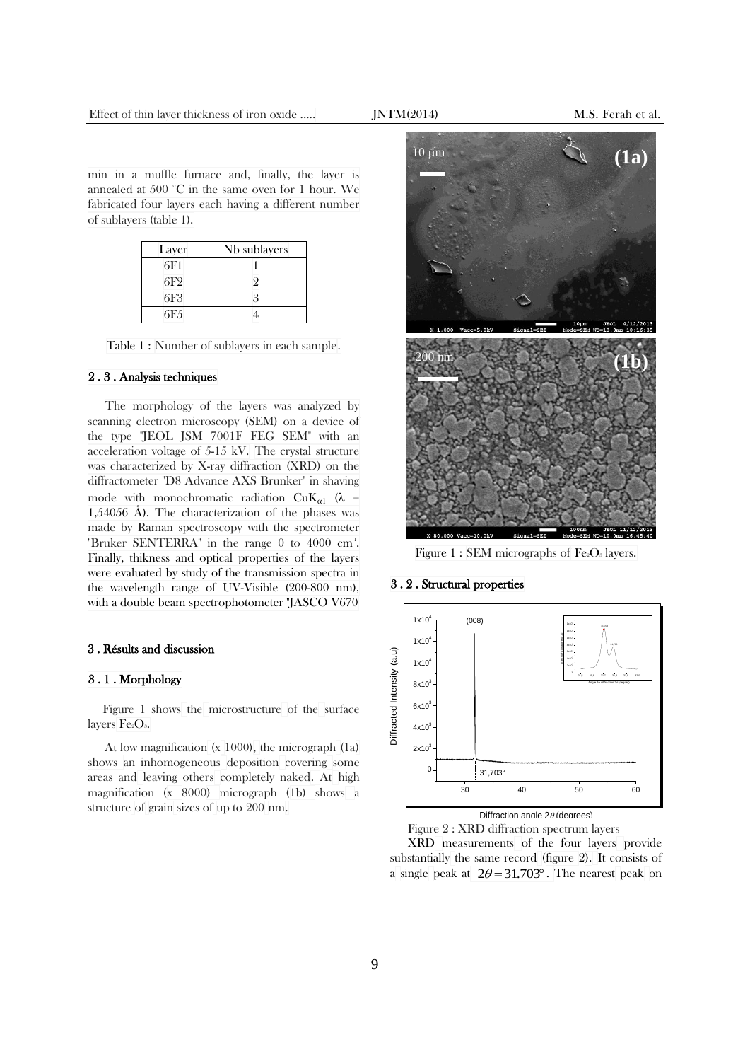min in a muffle furnace and, finally, the layer is annealed at 500 °C in the same oven for 1 hour. We fabricated four layers each having a different number of sublayers (table 1).

| Layer | Nb sublayers |
|---|---|
| 6F1 | 1 |
| 6F2 | 2 |
| 6F3 | 3 |
| 6F5 | 4 |

Table 1 : Number of sublayers in each sample.

### 2 . 3 . Analysis techniques

The morphology of the layers was analyzed by scanning electron microscopy (SEM) on a device of the type "JEOL JSM 7001F FEG SEM" with an acceleration voltage of 5-15 kV. The crystal structure was characterized by X-ray diffraction (XRD) on the diffractometer "D8 Advance AXS Brunker" in shaving mode with monochromatic radiation $CuK_{\alpha 1}$ ($\lambda$ = 1,54056 Å). The characterization of the phases was made by Raman spectroscopy with the spectrometer "Bruker SENTERRA" in the range 0 to 4000 $cm^{-1}$. Finally, thikness and optical properties of the layers were evaluated by study of the transmission spectra in the wavelength range of UV-Visible (200-800 nm), with a double beam spectrophotometer "JASCO V670

## 3 . Résults and discussion

### 3 . 1 . Morphology

Figure 1 shows the microstructure of the surface layers $Fe_2O_3$.

At low magnification (x 1000), the micrograph (1a) shows an inhomogeneous deposition covering some areas and leaving others completely naked. At high magnification (x 8000) micrograph (1b) shows a structure of grain sizes of up to 200 nm.

Figure 1 : SEM micrographs of $Fe_2O_3$ layers.

### 3 . 2 . Structural properties

Figure 2 : XRD diffraction spectrum layers

XRD measurements of the four layers provide substantially the same record (figure 2). It consists of a single peak at $2\theta = 31.703°$. The nearest peak on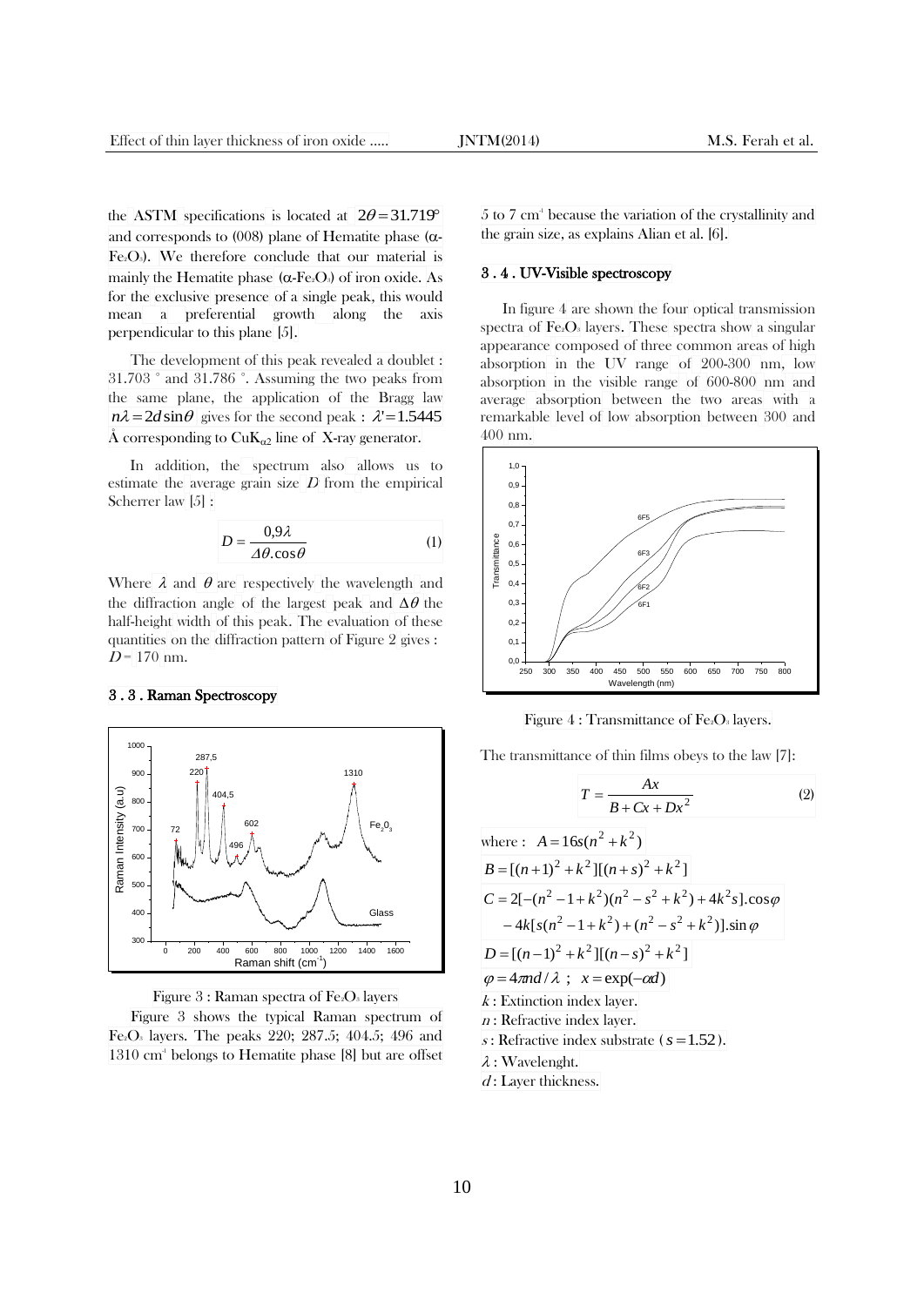the ASTM specifications is located at $2\theta = 31.719°$ and corresponds to (008) plane of Hematite phase ($\alpha$-$Fe_2O_3$). We therefore conclude that our material is mainly the Hematite phase ($\alpha$-$Fe_2O_3$) of iron oxide. As for the exclusive presence of a single peak, this would mean a preferential growth along the axis perpendicular to this plane [5].

The development of this peak revealed a doublet : 31.703 ° and 31.786 °. Assuming the two peaks from the same plane, the application of the Bragg law $n\lambda = 2d\sin\theta$ gives for the second peak : $\lambda' = 1.5445$ Å corresponding to $CuK_{\alpha 2}$ line of X-ray generator.

In addition, the spectrum also allows us to estimate the average grain size $D$ from the empirical Scherrer law [5] :

$$D = \frac{0{,}9\lambda}{\Delta\theta.\cos\theta} \quad (1)$$

Where $\lambda$ and $\theta$ are respectively the wavelength and the diffraction angle of the largest peak and $\Delta\theta$ the half-height width of this peak. The evaluation of these quantities on the diffraction pattern of Figure 2 gives : $D$ = 170 nm.

## 3 . 3 . Raman Spectroscopy

Figure 3 : Raman spectra of $Fe_2O_3$ layers

Figure 3 shows the typical Raman spectrum of $Fe_2O_3$ layers. The peaks 220; 287.5; 404.5; 496 and 1310 cm$^{-1}$ belongs to Hematite phase [8] but are offset 5 to 7 cm$^{-1}$ because the variation of the crystallinity and the grain size, as explains Alian et al. [6].

## 3 . 4 . UV-Visible spectroscopy

In figure 4 are shown the four optical transmission spectra of $Fe_2O_3$ layers. These spectra show a singular appearance composed of three common areas of high absorption in the UV range of 200-300 nm, low absorption in the visible range of 600-800 nm and average absorption between the two areas with a remarkable level of low absorption between 300 and 400 nm.

Figure 4 : Transmittance of $Fe_2O_3$ layers.

The transmittance of thin films obeys to the law [7]:

$$T = \frac{Ax}{B + Cx + Dx^2} \quad (2)$$

where : $A = 16s(n^2 + k^2)$

$B = [(n+1)^2 + k^2][(n+s)^2 + k^2]$

$C = 2[-(n^2 - 1 + k^2)(n^2 - s^2 + k^2) + 4k^2 s].\cos\varphi$
$\quad - 4k[s(n^2 - 1 + k^2) + (n^2 - s^2 + k^2)].\sin\varphi$

$D = [(n-1)^2 + k^2][(n-s)^2 + k^2]$

$\varphi = 4\pi nd/\lambda$ ; $x = \exp(-\alpha d)$

$k$ : Extinction index layer.

$n$ : Refractive index layer.

$s$ : Refractive index substrate ($s = 1.52$).

$\lambda$ : Wavelenght.

$d$ : Layer thickness.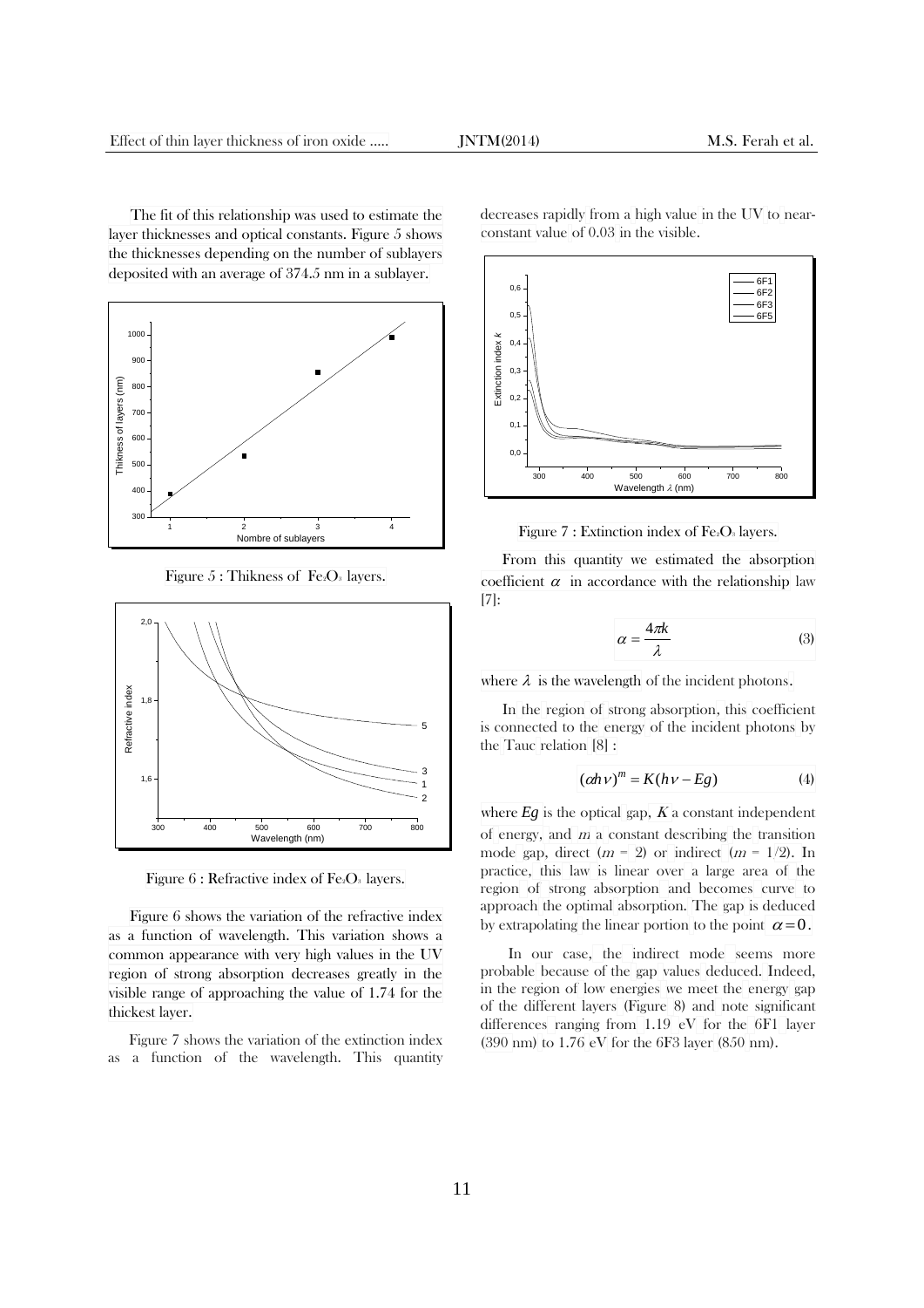The fit of this relationship was used to estimate the layer thicknesses and optical constants. Figure 5 shows the thicknesses depending on the number of sublayers deposited with an average of 374.5 nm in a sublayer.

Figure 5 : Thikness of $Fe_2O_3$ layers.

Figure 6 : Refractive index of $Fe_2O_3$ layers.

Figure 6 shows the variation of the refractive index as a function of wavelength. This variation shows a common appearance with very high values in the UV region of strong absorption decreases greatly in the visible range of approaching the value of 1.74 for the thickest layer.

Figure 7 shows the variation of the extinction index as a function of the wavelength. This quantity decreases rapidly from a high value in the UV to near-constant value of 0.03 in the visible.

Figure 7 : Extinction index of $Fe_2O_3$ layers.

From this quantity we estimated the absorption coefficient $\alpha$ in accordance with the relationship law [7]:

$$\alpha = \frac{4\pi k}{\lambda} \quad (3)$$

where $\lambda$ is the wavelength of the incident photons.

In the region of strong absorption, this coefficient is connected to the energy of the incident photons by the Tauc relation [8] :

$$(\alpha h\nu)^m = K(h\nu - Eg) \quad (4)$$

where $Eg$ is the optical gap, $K$ a constant independent of energy, and $m$ a constant describing the transition mode gap, direct ($m = 2$) or indirect ($m = 1/2$). In practice, this law is linear over a large area of the region of strong absorption and becomes curve to approach the optimal absorption. The gap is deduced by extrapolating the linear portion to the point $\alpha = 0$.

In our case, the indirect mode seems more probable because of the gap values deduced. Indeed, in the region of low energies we meet the energy gap of the different layers (Figure 8) and note significant differences ranging from 1.19 eV for the 6F1 layer (390 nm) to 1.76 eV for the 6F3 layer (850 nm).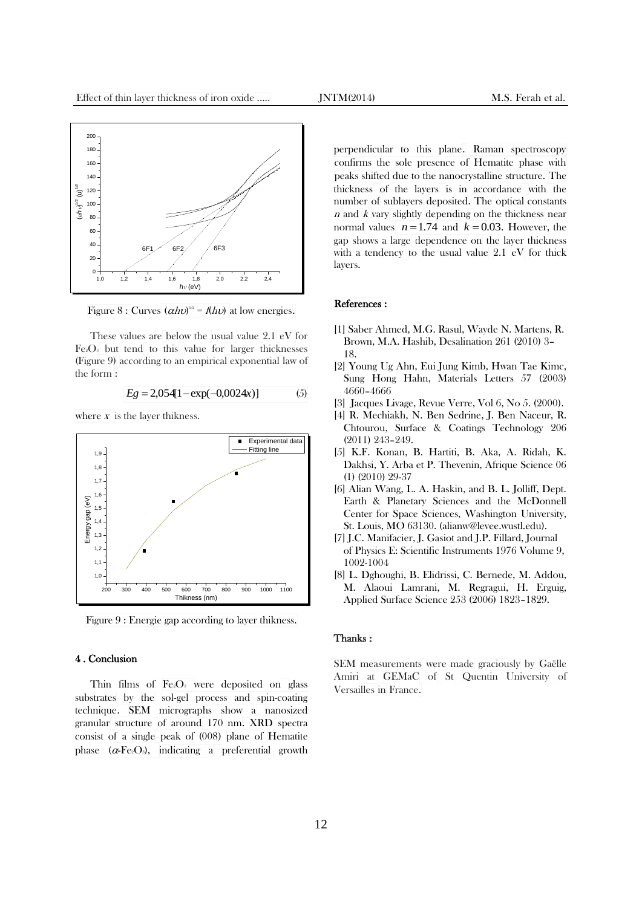200
180
160
140
120
100
80
60
40
20
0
$(\alpha h\nu)^{1/2}$ (u)$^{1/2}$
1,0 1,2 1,4 1,6 1,8 2,0 2,2 2,4
$h\nu$ (eV)
6F1
6F2
6F3

Figure 8 : Curves $(\alpha h\upsilon)^{1/2} = f(h\upsilon)$ at low energies.

These values are below the usual value 2.1 eV for $Fe_2O_3$ but tend to this value for larger thicknesses (Figure 9) according to an empirical exponential law of the form :

$$Eg = 2{,}054[1 - \exp(-0{,}0024x)] \qquad (5)$$

where $x$ is the layer thikness.

Experimental data
Fitting line
1,9
1,8
1,7
1,6
1,5
1,4
1,3
1,2
1,1
1,0
Energy gap (eV)
200 300 400 500 600 700 800 900 1000 1100
Thikness (nm)

Figure 9 : Energie gap according to layer thikness.

## 4 . Conclusion

Thin films of $Fe_2O_3$ were deposited on glass substrates by the sol-gel process and spin-coating technique. SEM micrographs show a nanosized granular structure of around 170 nm. XRD spectra consist of a single peak of (008) plane of Hematite phase ($\alpha$-$Fe_2O_3$), indicating a preferential growth perpendicular to this plane. Raman spectroscopy confirms the sole presence of Hematite phase with peaks shifted due to the nanocrystalline structure. The thickness of the layers is in accordance with the number of sublayers deposited. The optical constants $n$ and $k$ vary slightly depending on the thickness near normal values $n = 1.74$ and $k = 0.03$. However, the gap shows a large dependence on the layer thickness with a tendency to the usual value 2.1 eV for thick layers.

## References :

[1] Saber Ahmed, M.G. Rasul, Wayde N. Martens, R. Brown, M.A. Hashib, Desalination 261 (2010) 3–18.

[2] Young Ug Ahn, Eui Jung Kimb, Hwan Tae Kimc, Sung Hong Hahn, Materials Letters 57 (2003) 4660–4666

[3] Jacques Livage, Revue Verre, Vol 6, No 5. (2000).

[4] R. Mechiakh, N. Ben Sedrine, J. Ben Naceur, R. Chtourou, Surface & Coatings Technology 206 (2011) 243–249.

[5] K.F. Konan, B. Hartiti, B. Aka, A. Ridah, K. Dakhsi, Y. Arba et P. Thevenin, Afrique Science 06 (1) (2010) 29-37

[6] Alian Wang, L. A. Haskin, and B. L. Jolliff, Dept. Earth & Planetary Sciences and the McDonnell Center for Space Sciences, Washington University, St. Louis, MO 63130. (alianw@levee.wustl.edu).

[7] J.C. Manifacier, J. Gasiot and J.P. Fillard, Journal of Physics E: Scientific Instruments 1976 Volume 9, 1002-1004

[8] L. Dghoughi, B. Elidrissi, C. Bernede, M. Addou, M. Alaoui Lamrani, M. Regragui, H. Erguig, Applied Surface Science 253 (2006) 1823–1829.

## Thanks :

SEM measurements were made graciously by Gaëlle Amiri at GEMaC of St Quentin University of Versailles in France.